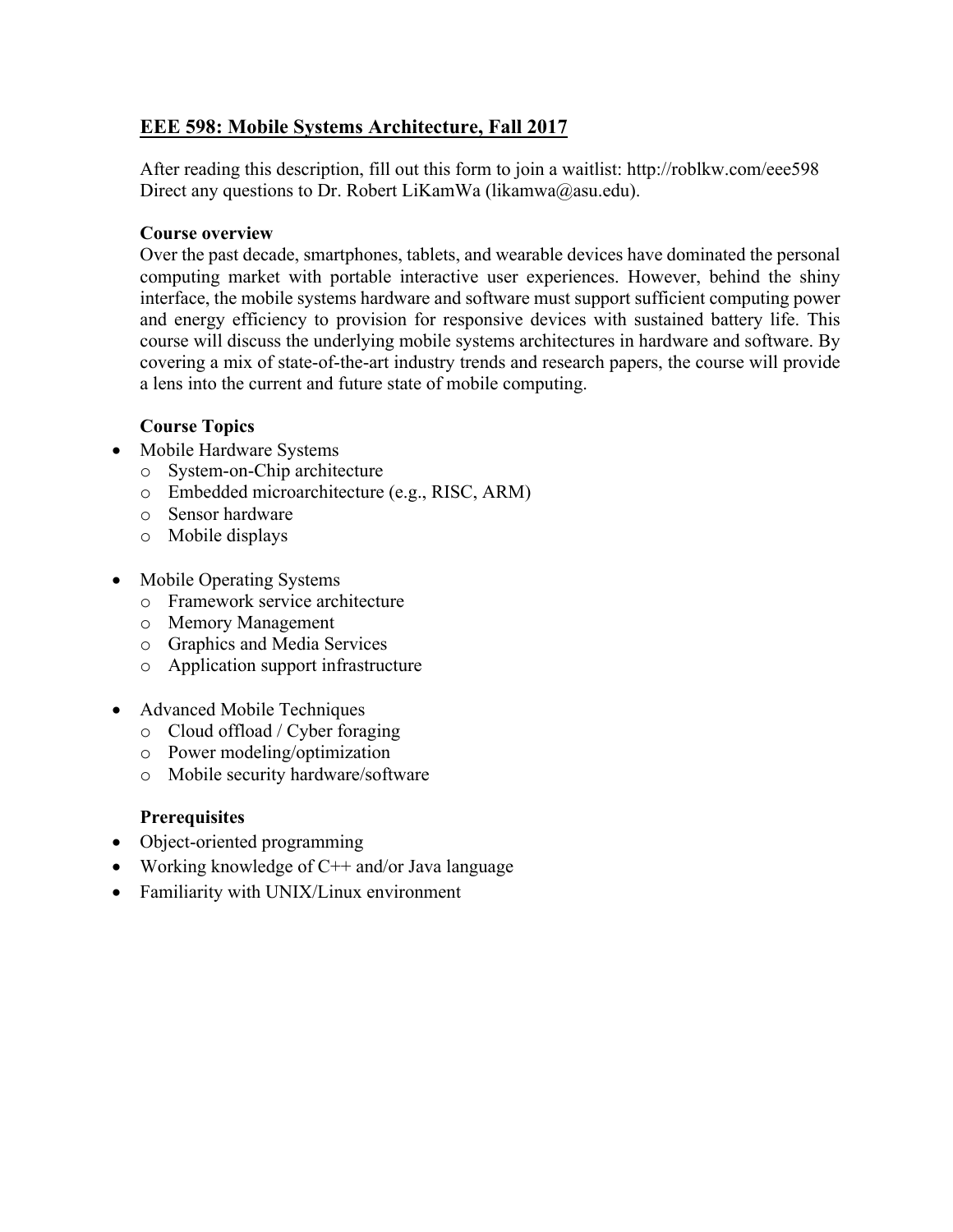# EEE 598: Mobile Systems Architecture, Fall 2017

After reading this description, fill out this form to join a waitlist: http://roblkw.com/eee598
Direct any questions to Dr. Robert LiKamWa (likamwa@asu.edu).

### Course overview

Over the past decade, smartphones, tablets, and wearable devices have dominated the personal computing market with portable interactive user experiences. However, behind the shiny interface, the mobile systems hardware and software must support sufficient computing power and energy efficiency to provision for responsive devices with sustained battery life. This course will discuss the underlying mobile systems architectures in hardware and software. By covering a mix of state-of-the-art industry trends and research papers, the course will provide a lens into the current and future state of mobile computing.

### Course Topics

- Mobile Hardware Systems
  - System-on-Chip architecture
  - Embedded microarchitecture (e.g., RISC, ARM)
  - Sensor hardware
  - Mobile displays

- Mobile Operating Systems
  - Framework service architecture
  - Memory Management
  - Graphics and Media Services
  - Application support infrastructure

- Advanced Mobile Techniques
  - Cloud offload / Cyber foraging
  - Power modeling/optimization
  - Mobile security hardware/software

### Prerequisites

- Object-oriented programming
- Working knowledge of C++ and/or Java language
- Familiarity with UNIX/Linux environment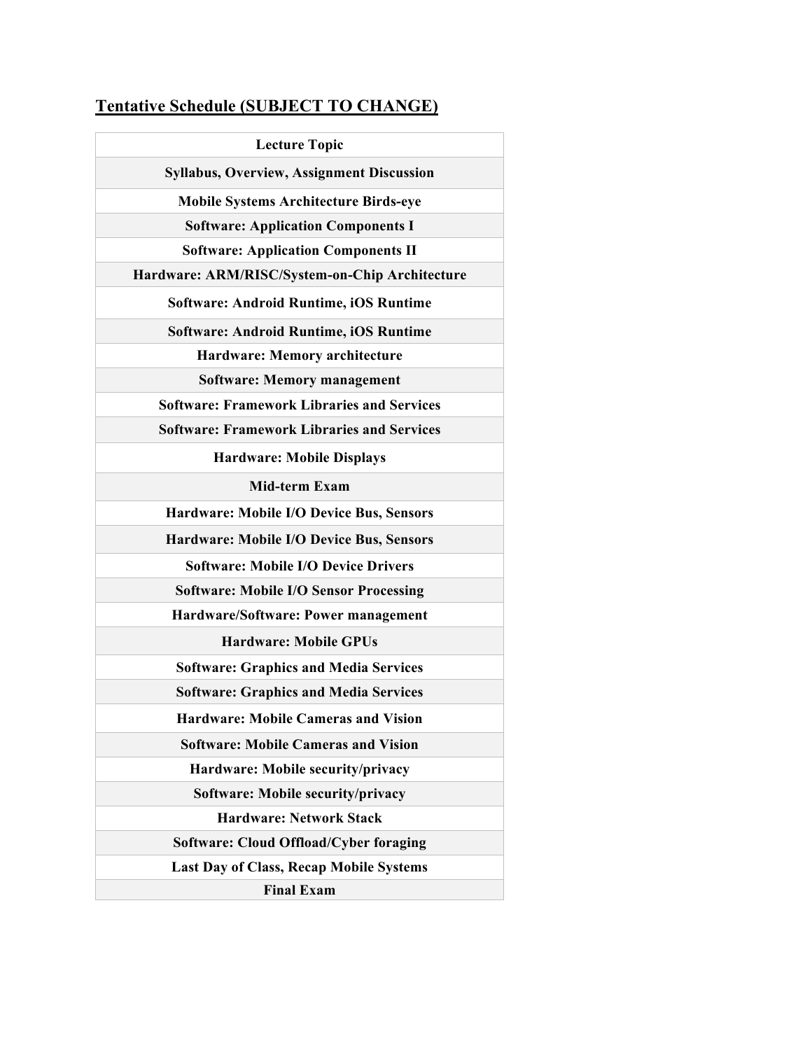## Tentative Schedule (SUBJECT TO CHANGE)

| **Lecture Topic** |
|---|
| **Syllabus, Overview, Assignment Discussion** |
| **Mobile Systems Architecture Birds-eye** |
| **Software: Application Components I** |
| **Software: Application Components II** |
| **Hardware: ARM/RISC/System-on-Chip Architecture** |
| **Software: Android Runtime, iOS Runtime** |
| **Software: Android Runtime, iOS Runtime** |
| **Hardware: Memory architecture** |
| **Software: Memory management** |
| **Software: Framework Libraries and Services** |
| **Software: Framework Libraries and Services** |
| **Hardware: Mobile Displays** |
| **Mid-term Exam** |
| **Hardware: Mobile I/O Device Bus, Sensors** |
| **Hardware: Mobile I/O Device Bus, Sensors** |
| **Software: Mobile I/O Device Drivers** |
| **Software: Mobile I/O Sensor Processing** |
| **Hardware/Software: Power management** |
| **Hardware: Mobile GPUs** |
| **Software: Graphics and Media Services** |
| **Software: Graphics and Media Services** |
| **Hardware: Mobile Cameras and Vision** |
| **Software: Mobile Cameras and Vision** |
| **Hardware: Mobile security/privacy** |
| **Software: Mobile security/privacy** |
| **Hardware: Network Stack** |
| **Software: Cloud Offload/Cyber foraging** |
| **Last Day of Class, Recap Mobile Systems** |
| **Final Exam** |